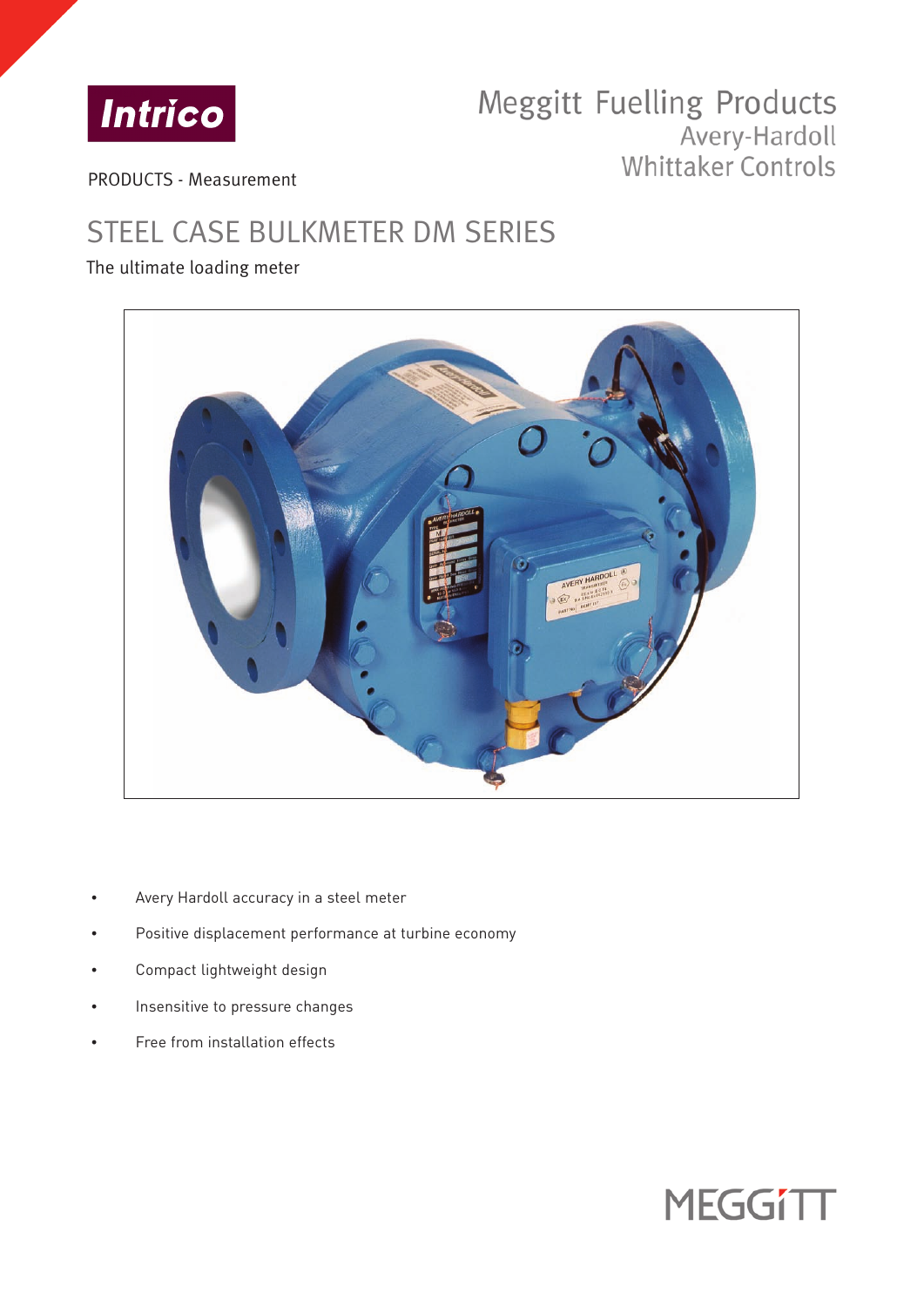Intrico

Meggitt Fuelling Products
Avery-Hardoll
Whittaker Controls

PRODUCTS - Measurement

# STEEL CASE BULKMETER DM SERIES

The ultimate loading meter

- Avery Hardoll accuracy in a steel meter
- Positive displacement performance at turbine economy
- Compact lightweight design
- Insensitive to pressure changes
- Free from installation effects

MEGGITT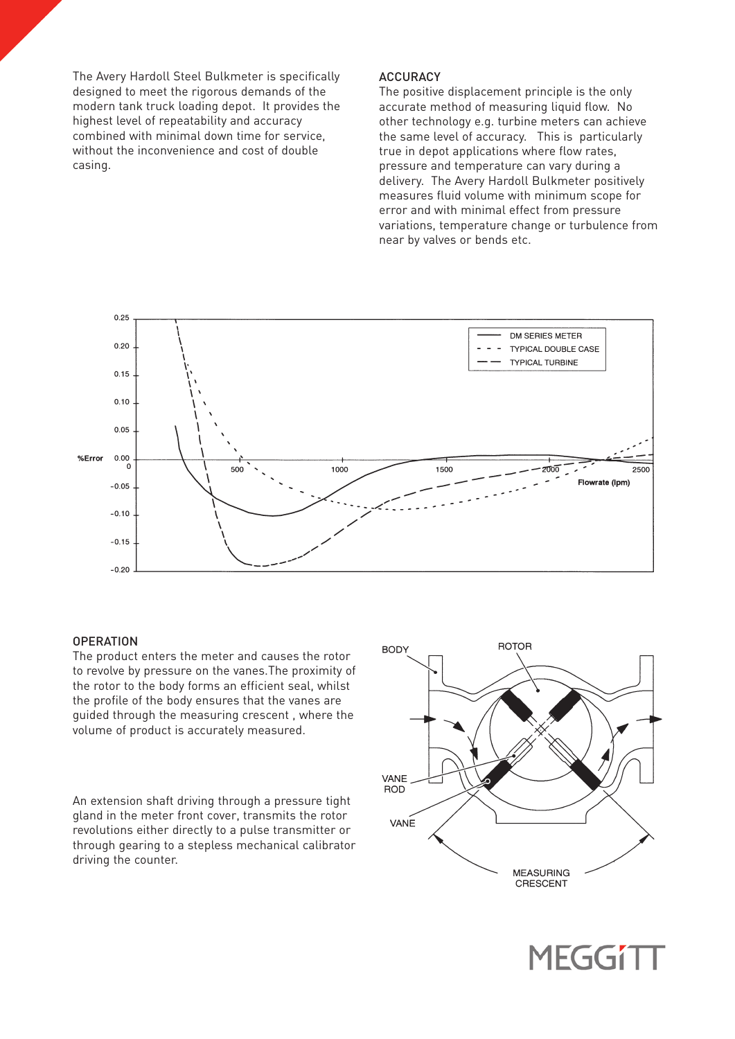The Avery Hardoll Steel Bulkmeter is specifically designed to meet the rigorous demands of the modern tank truck loading depot. It provides the highest level of repeatability and accuracy combined with minimal down time for service, without the inconvenience and cost of double casing.

## ACCURACY

The positive displacement principle is the only accurate method of measuring liquid flow. No other technology e.g. turbine meters can achieve the same level of accuracy. This is particularly true in depot applications where flow rates, pressure and temperature can vary during a delivery. The Avery Hardoll Bulkmeter positively measures fluid volume with minimum scope for error and with minimal effect from pressure variations, temperature change or turbulence from near by valves or bends etc.

## OPERATION

The product enters the meter and causes the rotor to revolve by pressure on the vanes. The proximity of the rotor to the body forms an efficient seal, whilst the profile of the body ensures that the vanes are guided through the measuring crescent , where the volume of product is accurately measured.

An extension shaft driving through a pressure tight gland in the meter front cover, transmits the rotor revolutions either directly to a pulse transmitter or through gearing to a stepless mechanical calibrator driving the counter.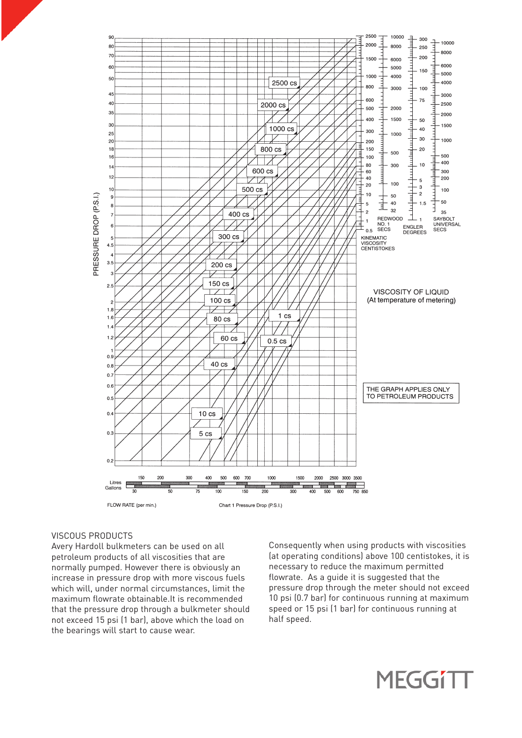PRESSURE DROP (P.S.I.)

VISCOSITY OF LIQUID
(At temperature of metering)

THE GRAPH APPLIES ONLY TO PETROLEUM PRODUCTS

FLOW RATE (per min.)

Chart 1 Pressure Drop (P.S.I.)

VISCOUS PRODUCTS

Avery Hardoll bulkmeters can be used on all petroleum products of all viscosities that are normally pumped. However there is obviously an increase in pressure drop with more viscous fuels which will, under normal circumstances, limit the maximum flowrate obtainable.It is recommended that the pressure drop through a bulkmeter should not exceed 15 psi (1 bar), above which the load on the bearings will start to cause wear.

Consequently when using products with viscosities (at operating conditions) above 100 centistokes, it is necessary to reduce the maximum permitted flowrate. As a guide it is suggested that the pressure drop through the meter should not exceed 10 psi (0.7 bar) for continuous running at maximum speed or 15 psi (1 bar) for continuous running at half speed.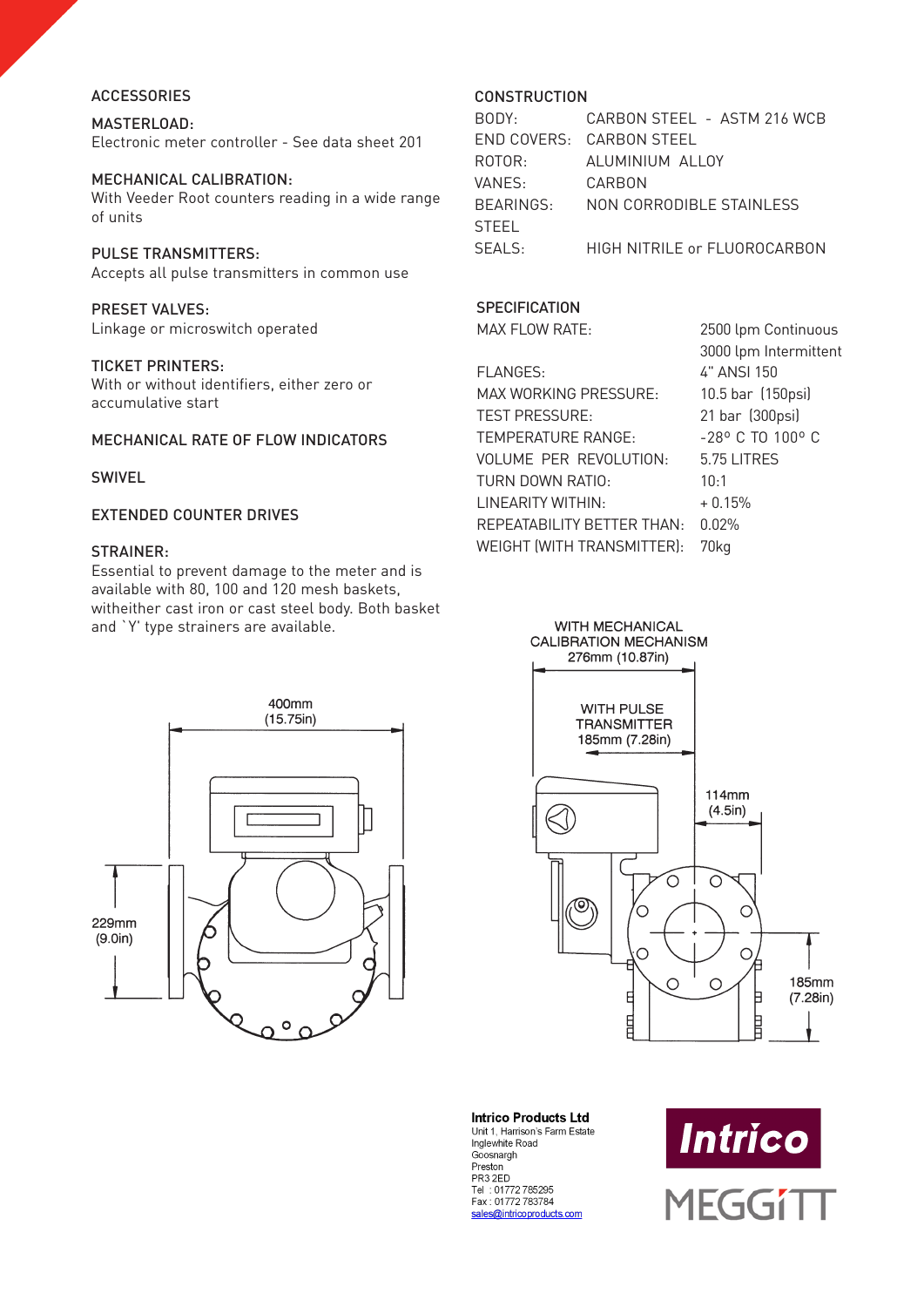## ACCESSORIES

**MASTERLOAD:**
Electronic meter controller - See data sheet 201

**MECHANICAL CALIBRATION:**
With Veeder Root counters reading in a wide range of units

**PULSE TRANSMITTERS:**
Accepts all pulse transmitters in common use

**PRESET VALVES:**
Linkage or microswitch operated

**TICKET PRINTERS:**
With or without identifiers, either zero or accumulative start

**MECHANICAL RATE OF FLOW INDICATORS**

**SWIVEL**

**EXTENDED COUNTER DRIVES**

**STRAINER:**
Essential to prevent damage to the meter and is available with 80, 100 and 120 mesh baskets, witheither cast iron or cast steel body. Both basket and `Y' type strainers are available.

## CONSTRUCTION

| | |
|---|---|
| BODY: | CARBON STEEL - ASTM 216 WCB |
| END COVERS: | CARBON STEEL |
| ROTOR: | ALUMINIUM ALLOY |
| VANES: | CARBON |
| BEARINGS: | NON CORRODIBLE STAINLESS STEEL |
| SEALS: | HIGH NITRILE or FLUOROCARBON |

## SPECIFICATION

| | |
|---|---|
| MAX FLOW RATE: | 2500 lpm Continuous<br>3000 lpm Intermittent |
| FLANGES: | 4" ANSI 150 |
| MAX WORKING PRESSURE: | 10.5 bar (150psi) |
| TEST PRESSURE: | 21 bar (300psi) |
| TEMPERATURE RANGE: | -28° C TO 100° C |
| VOLUME PER REVOLUTION: | 5.75 LITRES |
| TURN DOWN RATIO: | 10:1 |
| LINEARITY WITHIN: | + 0.15% |
| REPEATABILITY BETTER THAN: | 0.02% |
| WEIGHT (WITH TRANSMITTER): | 70kg |

400mm
(15.75in)

229mm
(9.0in)

WITH MECHANICAL CALIBRATION MECHANISM
276mm (10.87in)

WITH PULSE TRANSMITTER
185mm (7.28in)

114mm
(4.5in)

185mm
(7.28in)

**Intrico Products Ltd**
Unit 1, Harrison's Farm Estate
Inglewhite Road
Goosnargh
Preston
PR3 2ED
Tel : 01772 785295
Fax : 01772 783784
sales@intricoproducts.com

Intrico
MEGGITT